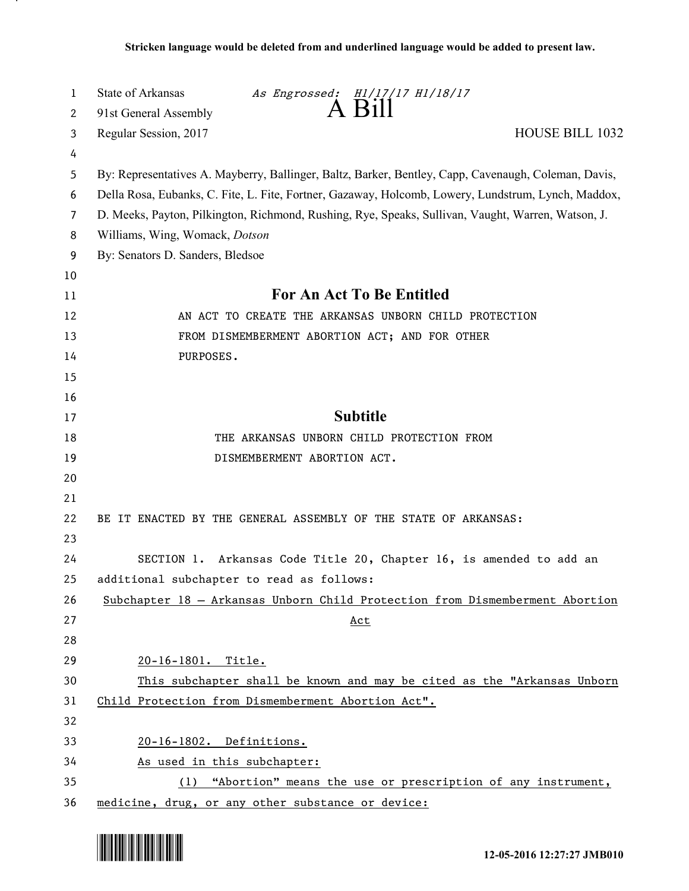**Stricken language would be deleted from and underlined language would be added to present law.**

State of Arkansas *As Engrossed: H1/17/17 H1/18/17*
91st General Assembly **A Bill**
Regular Session, 2017 HOUSE BILL 1032

By: Representatives A. Mayberry, Ballinger, Baltz, Barker, Bentley, Capp, Cavenaugh, Coleman, Davis, Della Rosa, Eubanks, C. Fite, L. Fite, Fortner, Gazaway, Holcomb, Lowery, Lundstrum, Lynch, Maddox, D. Meeks, Payton, Pilkington, Richmond, Rushing, Rye, Speaks, Sullivan, Vaught, Warren, Watson, J. Williams, Wing, Womack, *Dotson*
By: Senators D. Sanders, Bledsoe

## For An Act To Be Entitled

AN ACT TO CREATE THE ARKANSAS UNBORN CHILD PROTECTION FROM DISMEMBERMENT ABORTION ACT; AND FOR OTHER PURPOSES.

## Subtitle

THE ARKANSAS UNBORN CHILD PROTECTION FROM DISMEMBERMENT ABORTION ACT.

BE IT ENACTED BY THE GENERAL ASSEMBLY OF THE STATE OF ARKANSAS:

SECTION 1. Arkansas Code Title 20, Chapter 16, is amended to add an additional subchapter to read as follows:

<u>Subchapter 18 — Arkansas Unborn Child Protection from Dismemberment Abortion Act</u>

<u>20-16-1801. Title.</u>

<u>This subchapter shall be known and may be cited as the "Arkansas Unborn Child Protection from Dismemberment Abortion Act".</u>

<u>20-16-1802. Definitions.</u>

<u>As used in this subchapter:</u>

<u>(1) "Abortion" means the use or prescription of any instrument, medicine, drug, or any other substance or device:</u>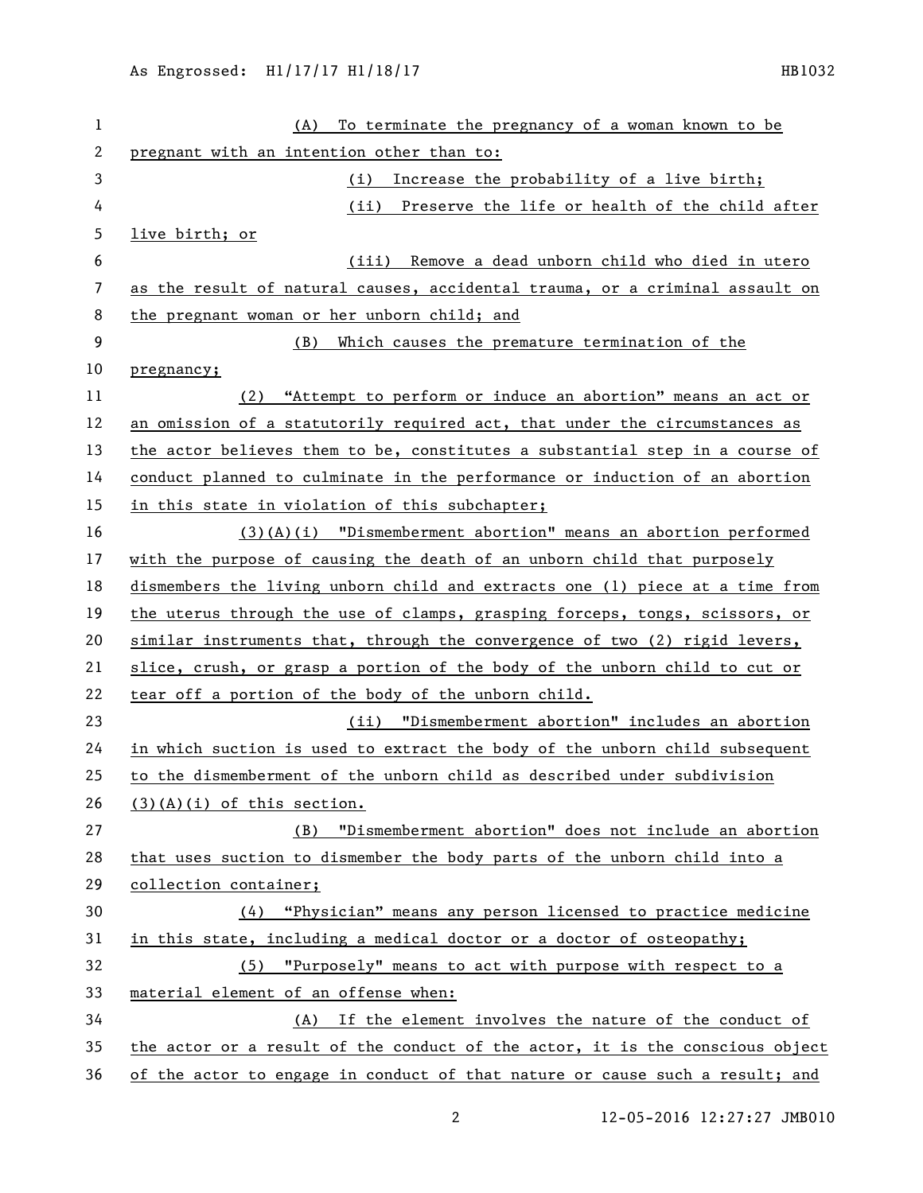(A) To terminate the pregnancy of a woman known to be pregnant with an intention other than to:

(i) Increase the probability of a live birth;

(ii) Preserve the life or health of the child after live birth; or

(iii) Remove a dead unborn child who died in utero as the result of natural causes, accidental trauma, or a criminal assault on the pregnant woman or her unborn child; and

(B) Which causes the premature termination of the pregnancy;

(2) "Attempt to perform or induce an abortion" means an act or an omission of a statutorily required act, that under the circumstances as the actor believes them to be, constitutes a substantial step in a course of conduct planned to culminate in the performance or induction of an abortion in this state in violation of this subchapter;

(3)(A)(i) "Dismemberment abortion" means an abortion performed with the purpose of causing the death of an unborn child that purposely dismembers the living unborn child and extracts one (1) piece at a time from the uterus through the use of clamps, grasping forceps, tongs, scissors, or similar instruments that, through the convergence of two (2) rigid levers, slice, crush, or grasp a portion of the body of the unborn child to cut or tear off a portion of the body of the unborn child.

(ii) "Dismemberment abortion" includes an abortion in which suction is used to extract the body of the unborn child subsequent to the dismemberment of the unborn child as described under subdivision (3)(A)(i) of this section.

(B) "Dismemberment abortion" does not include an abortion that uses suction to dismember the body parts of the unborn child into a collection container;

(4) "Physician" means any person licensed to practice medicine in this state, including a medical doctor or a doctor of osteopathy;

(5) "Purposely" means to act with purpose with respect to a material element of an offense when:

(A) If the element involves the nature of the conduct of the actor or a result of the conduct of the actor, it is the conscious object of the actor to engage in conduct of that nature or cause such a result; and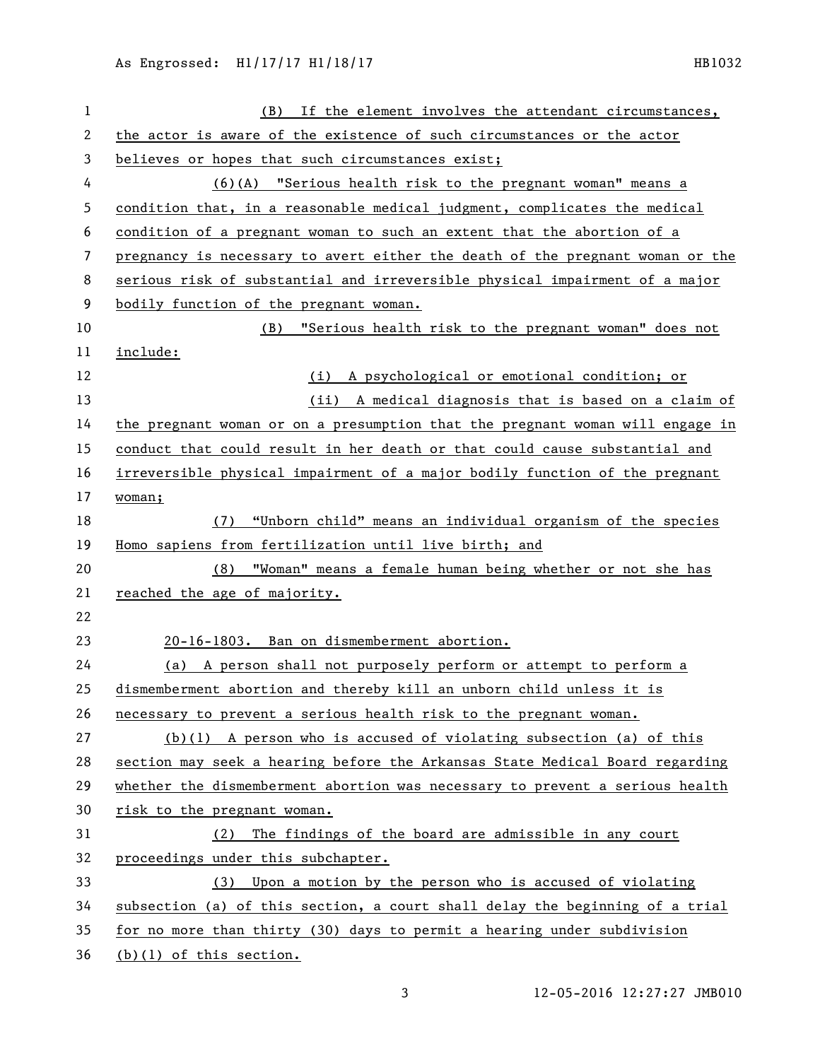(B) If the element involves the attendant circumstances, the actor is aware of the existence of such circumstances or the actor believes or hopes that such circumstances exist;

(6)(A) "Serious health risk to the pregnant woman" means a condition that, in a reasonable medical judgment, complicates the medical condition of a pregnant woman to such an extent that the abortion of a pregnancy is necessary to avert either the death of the pregnant woman or the serious risk of substantial and irreversible physical impairment of a major bodily function of the pregnant woman.

(B) "Serious health risk to the pregnant woman" does not include:

(i) A psychological or emotional condition; or

(ii) A medical diagnosis that is based on a claim of the pregnant woman or on a presumption that the pregnant woman will engage in conduct that could result in her death or that could cause substantial and irreversible physical impairment of a major bodily function of the pregnant woman;

(7) "Unborn child" means an individual organism of the species Homo sapiens from fertilization until live birth; and

(8) "Woman" means a female human being whether or not she has reached the age of majority.

20-16-1803. Ban on dismemberment abortion.

(a) A person shall not purposely perform or attempt to perform a dismemberment abortion and thereby kill an unborn child unless it is necessary to prevent a serious health risk to the pregnant woman.

(b)(1) A person who is accused of violating subsection (a) of this section may seek a hearing before the Arkansas State Medical Board regarding whether the dismemberment abortion was necessary to prevent a serious health risk to the pregnant woman.

(2) The findings of the board are admissible in any court proceedings under this subchapter.

(3) Upon a motion by the person who is accused of violating subsection (a) of this section, a court shall delay the beginning of a trial for no more than thirty (30) days to permit a hearing under subdivision (b)(1) of this section.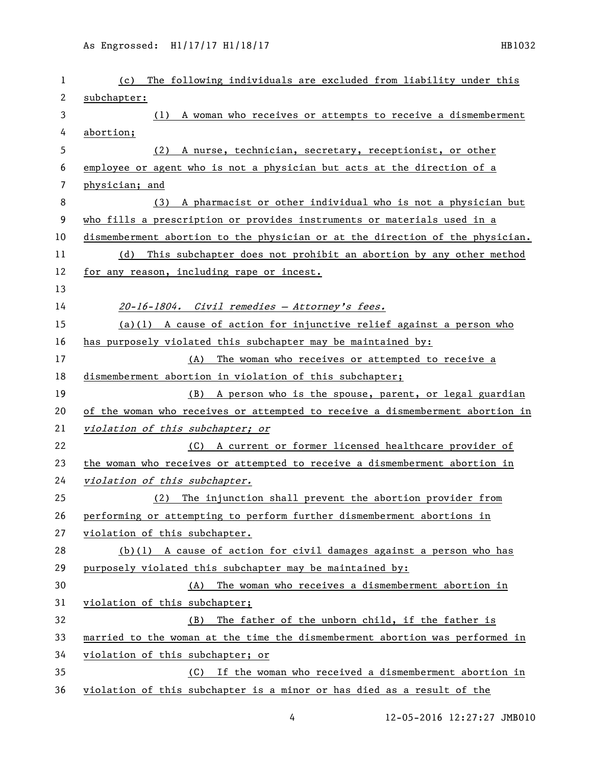(c) The following individuals are excluded from liability under this subchapter:

(1) A woman who receives or attempts to receive a dismemberment abortion;

(2) A nurse, technician, secretary, receptionist, or other employee or agent who is not a physician but acts at the direction of a physician; and

(3) A pharmacist or other individual who is not a physician but who fills a prescription or provides instruments or materials used in a dismemberment abortion to the physician or at the direction of the physician.

(d) This subchapter does not prohibit an abortion by any other method for any reason, including rape or incest.

*20-16-1804. Civil remedies — Attorney's fees.*

(a)(1) A cause of action for injunctive relief against a person who has purposely violated this subchapter may be maintained by:

(A) The woman who receives or attempted to receive a dismemberment abortion in violation of this subchapter;

(B) A person who is the spouse, parent, or legal guardian of the woman who receives or attempted to receive a dismemberment abortion in *violation of this subchapter; or*

(C) A current or former licensed healthcare provider of the woman who receives or attempted to receive a dismemberment abortion in *violation of this subchapter.*

(2) The injunction shall prevent the abortion provider from performing or attempting to perform further dismemberment abortions in violation of this subchapter.

(b)(1) A cause of action for civil damages against a person who has purposely violated this subchapter may be maintained by:

(A) The woman who receives a dismemberment abortion in violation of this subchapter;

(B) The father of the unborn child, if the father is married to the woman at the time the dismemberment abortion was performed in violation of this subchapter; or

(C) If the woman who received a dismemberment abortion in violation of this subchapter is a minor or has died as a result of the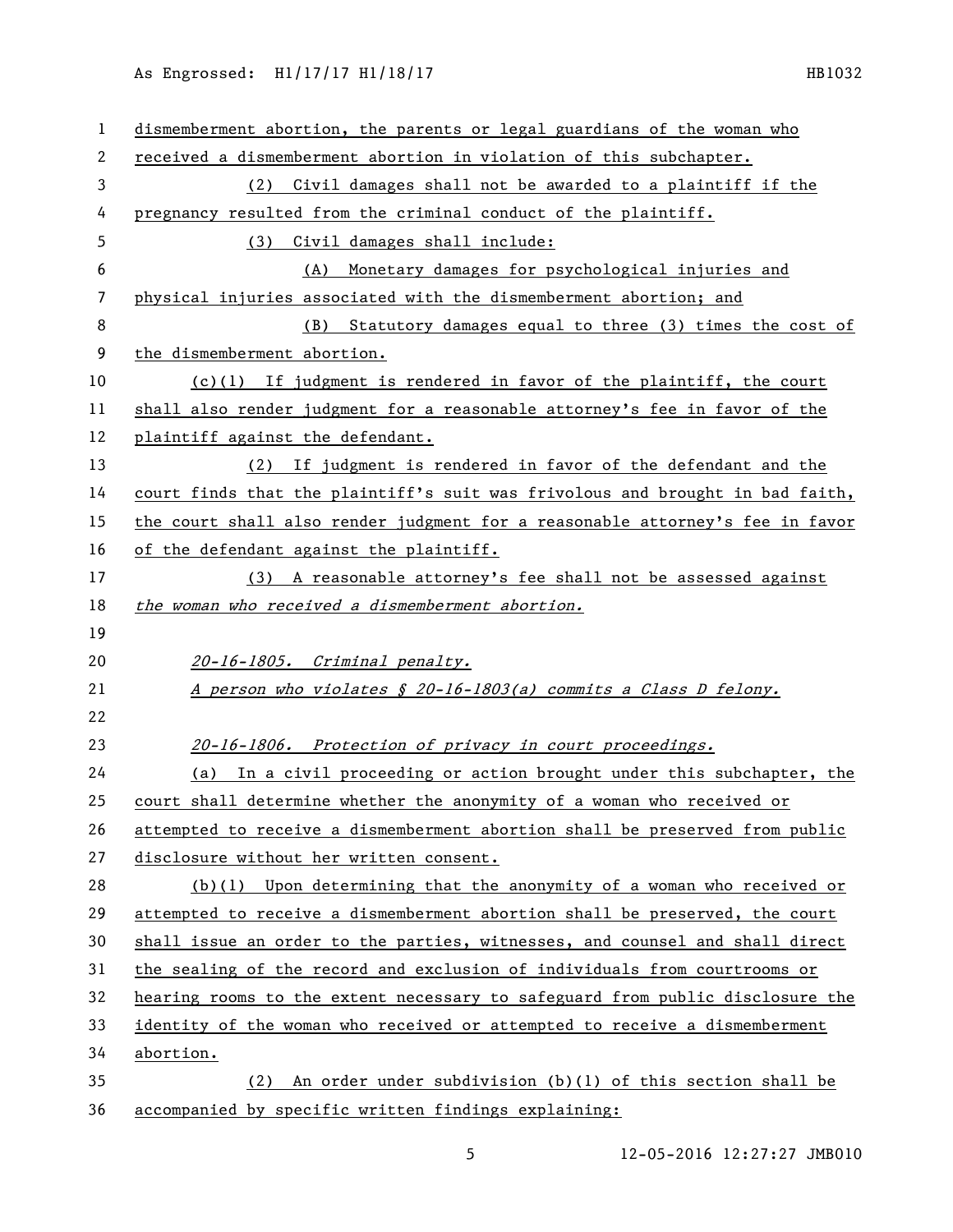dismemberment abortion, the parents or legal guardians of the woman who received a dismemberment abortion in violation of this subchapter.

(2) Civil damages shall not be awarded to a plaintiff if the pregnancy resulted from the criminal conduct of the plaintiff.

(3) Civil damages shall include:

(A) Monetary damages for psychological injuries and physical injuries associated with the dismemberment abortion; and

(B) Statutory damages equal to three (3) times the cost of the dismemberment abortion.

(c)(1) If judgment is rendered in favor of the plaintiff, the court shall also render judgment for a reasonable attorney's fee in favor of the plaintiff against the defendant.

(2) If judgment is rendered in favor of the defendant and the court finds that the plaintiff's suit was frivolous and brought in bad faith, the court shall also render judgment for a reasonable attorney's fee in favor of the defendant against the plaintiff.

(3) A reasonable attorney's fee shall not be assessed against *the woman who received a dismemberment abortion.*

*20-16-1805. Criminal penalty.*

*A person who violates § 20-16-1803(a) commits a Class D felony.*

*20-16-1806. Protection of privacy in court proceedings.*

(a) In a civil proceeding or action brought under this subchapter, the court shall determine whether the anonymity of a woman who received or attempted to receive a dismemberment abortion shall be preserved from public disclosure without her written consent.

(b)(1) Upon determining that the anonymity of a woman who received or attempted to receive a dismemberment abortion shall be preserved, the court shall issue an order to the parties, witnesses, and counsel and shall direct the sealing of the record and exclusion of individuals from courtrooms or hearing rooms to the extent necessary to safeguard from public disclosure the identity of the woman who received or attempted to receive a dismemberment abortion.

(2) An order under subdivision (b)(1) of this section shall be accompanied by specific written findings explaining: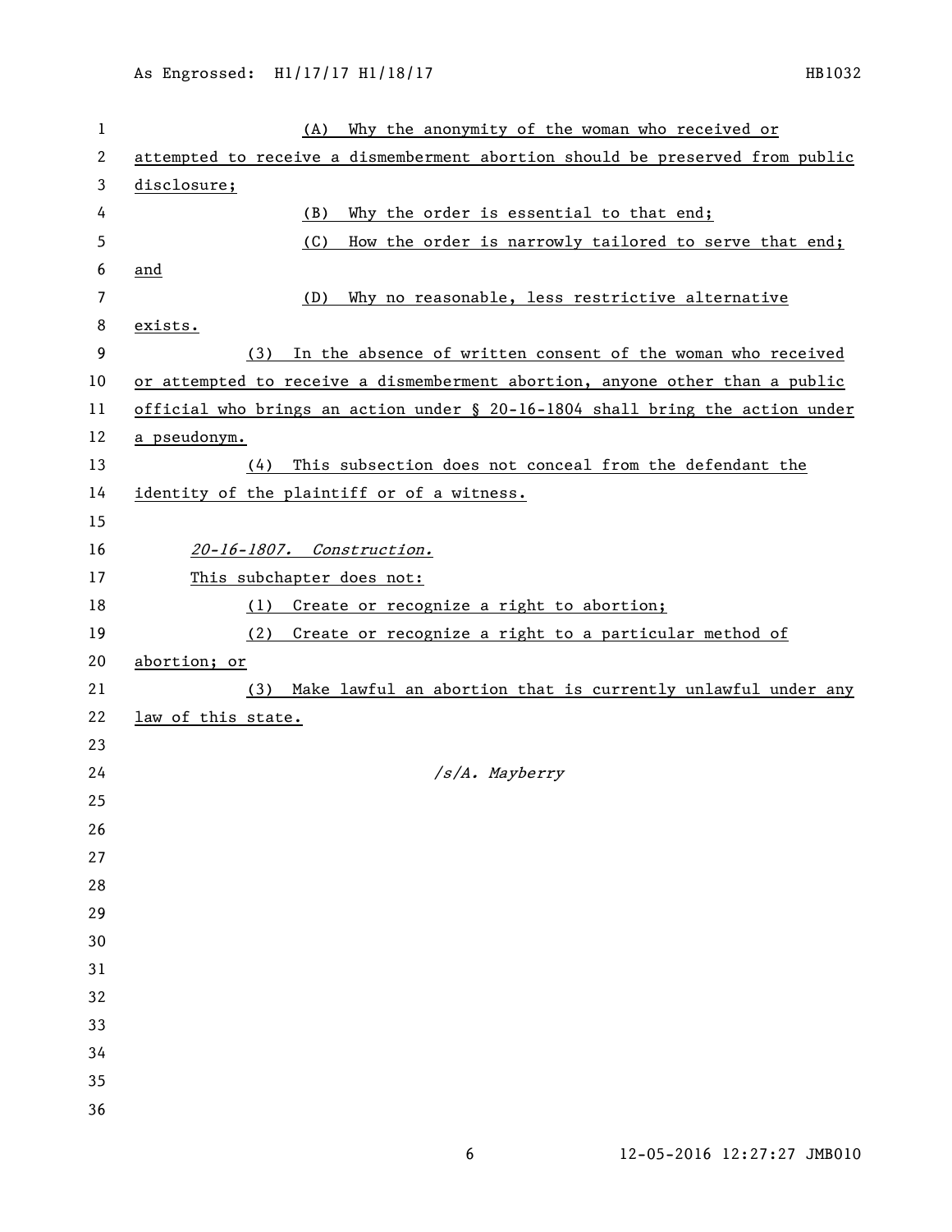(A) Why the anonymity of the woman who received or attempted to receive a dismemberment abortion should be preserved from public disclosure;

(B) Why the order is essential to that end;

(C) How the order is narrowly tailored to serve that end; and

(D) Why no reasonable, less restrictive alternative exists.

(3) In the absence of written consent of the woman who received or attempted to receive a dismemberment abortion, anyone other than a public official who brings an action under § 20-16-1804 shall bring the action under a pseudonym.

(4) This subsection does not conceal from the defendant the identity of the plaintiff or of a witness.

*20-16-1807. Construction.*

This subchapter does not:

(1) Create or recognize a right to abortion;

(2) Create or recognize a right to a particular method of abortion; or

(3) Make lawful an abortion that is currently unlawful under any law of this state.

*/s/A. Mayberry*